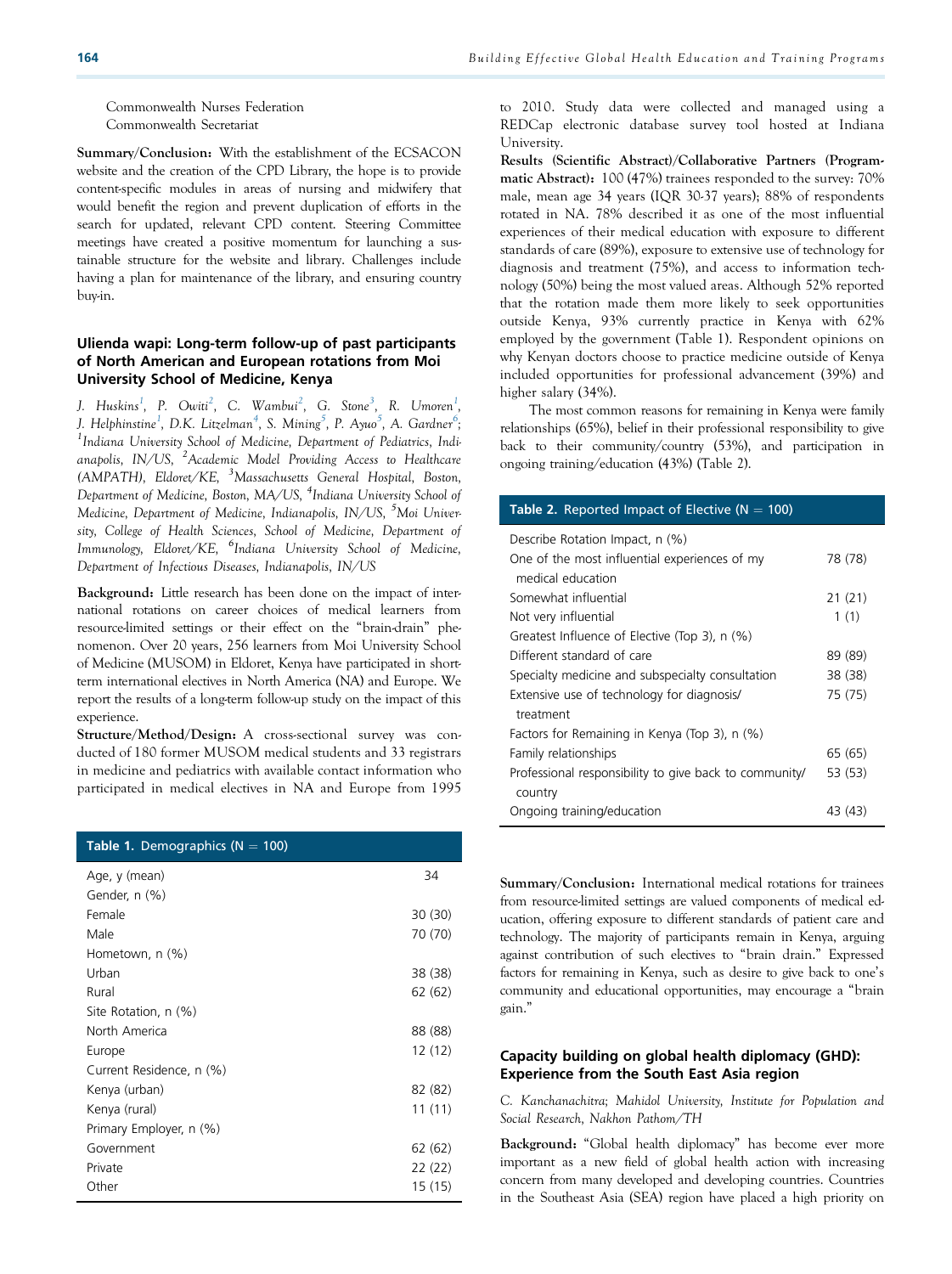Commonwealth Nurses Federation
Commonwealth Secretariat

**Summary/Conclusion:** With the establishment of the ECSACON website and the creation of the CPD Library, the hope is to provide content-specific modules in areas of nursing and midwifery that would benefit the region and prevent duplication of efforts in the search for updated, relevant CPD content. Steering Committee meetings have created a positive momentum for launching a sustainable structure for the website and library. Challenges include having a plan for maintenance of the library, and ensuring country buy-in.

## Ulienda wapi: Long-term follow-up of past participants of North American and European rotations from Moi University School of Medicine, Kenya

*J. Huskins[1], P. Owiti[2], C. Wambui[2], G. Stone[3], R. Umoren[1], J. Helphinstine[1], D.K. Litzelman[4], S. Mining[5], P. Ayuo[5], A. Gardner[6]; [1]Indiana University School of Medicine, Department of Pediatrics, Indianapolis, IN/US, [2]Academic Model Providing Access to Healthcare (AMPATH), Eldoret/KE, [3]Massachusetts General Hospital, Boston, Department of Medicine, Boston, MA/US, [4]Indiana University School of Medicine, Department of Medicine, Indianapolis, IN/US, [5]Moi University, College of Health Sciences, School of Medicine, Department of Immunology, Eldoret/KE, [6]Indiana University School of Medicine, Department of Infectious Diseases, Indianapolis, IN/US*

**Background:** Little research has been done on the impact of international rotations on career choices of medical learners from resource-limited settings or their effect on the "brain-drain" phenomenon. Over 20 years, 256 learners from Moi University School of Medicine (MUSOM) in Eldoret, Kenya have participated in short-term international electives in North America (NA) and Europe. We report the results of a long-term follow-up study on the impact of this experience.

**Structure/Method/Design:** A cross-sectional survey was conducted of 180 former MUSOM medical students and 33 registrars in medicine and pediatrics with available contact information who participated in medical electives in NA and Europe from 1995 to 2010. Study data were collected and managed using a REDCap electronic database survey tool hosted at Indiana University.

**Results (Scientific Abstract)/Collaborative Partners (Programmatic Abstract):** 100 (47%) trainees responded to the survey: 70% male, mean age 34 years (IQR 30-37 years); 88% of respondents rotated in NA. 78% described it as one of the most influential experiences of their medical education with exposure to different standards of care (89%), exposure to extensive use of technology for diagnosis and treatment (75%), and access to information technology (50%) being the most valued areas. Although 52% reported that the rotation made them more likely to seek opportunities outside Kenya, 93% currently practice in Kenya with 62% employed by the government (Table 1). Respondent opinions on why Kenyan doctors choose to practice medicine outside of Kenya included opportunities for professional advancement (39%) and higher salary (34%).

The most common reasons for remaining in Kenya were family relationships (65%), belief in their professional responsibility to give back to their community/country (53%), and participation in ongoing training/education (43%) (Table 2).

| Table 1. Demographics (N = 100) | |
|---|---|
| Age, y (mean) | 34 |
| Gender, n (%) | |
| Female | 30 (30) |
| Male | 70 (70) |
| Hometown, n (%) | |
| Urban | 38 (38) |
| Rural | 62 (62) |
| Site Rotation, n (%) | |
| North America | 88 (88) |
| Europe | 12 (12) |
| Current Residence, n (%) | |
| Kenya (urban) | 82 (82) |
| Kenya (rural) | 11 (11) |
| Primary Employer, n (%) | |
| Government | 62 (62) |
| Private | 22 (22) |
| Other | 15 (15) |

| Table 2. Reported Impact of Elective (N = 100) | |
|---|---|
| Describe Rotation Impact, n (%) | |
| One of the most influential experiences of my medical education | 78 (78) |
| Somewhat influential | 21 (21) |
| Not very influential | 1 (1) |
| Greatest Influence of Elective (Top 3), n (%) | |
| Different standard of care | 89 (89) |
| Specialty medicine and subspecialty consultation | 38 (38) |
| Extensive use of technology for diagnosis/ treatment | 75 (75) |
| Factors for Remaining in Kenya (Top 3), n (%) | |
| Family relationships | 65 (65) |
| Professional responsibility to give back to community/ country | 53 (53) |
| Ongoing training/education | 43 (43) |

**Summary/Conclusion:** International medical rotations for trainees from resource-limited settings are valued components of medical education, offering exposure to different standards of patient care and technology. The majority of participants remain in Kenya, arguing against contribution of such electives to "brain drain." Expressed factors for remaining in Kenya, such as desire to give back to one's community and educational opportunities, may encourage a "brain gain."

## Capacity building on global health diplomacy (GHD): Experience from the South East Asia region

*C. Kanchanachitra; Mahidol University, Institute for Population and Social Research, Nakhon Pathom/TH*

**Background:** "Global health diplomacy" has become ever more important as a new field of global health action with increasing concern from many developed and developing countries. Countries in the Southeast Asia (SEA) region have placed a high priority on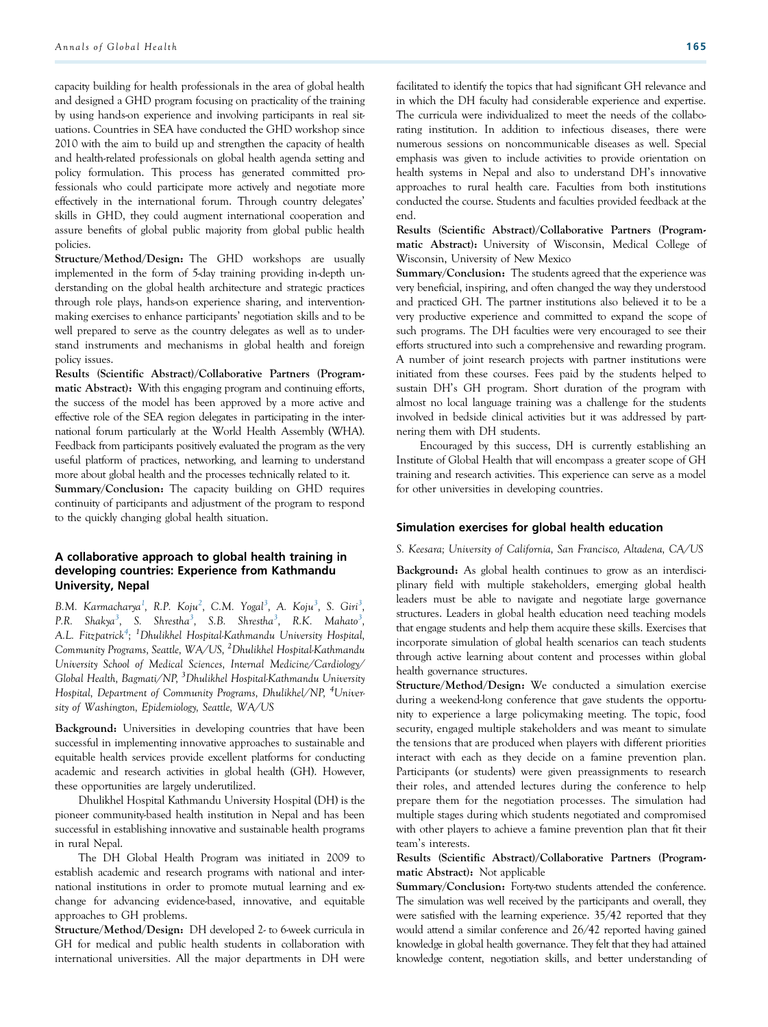capacity building for health professionals in the area of global health and designed a GHD program focusing on practicality of the training by using hands-on experience and involving participants in real situations. Countries in SEA have conducted the GHD workshop since 2010 with the aim to build up and strengthen the capacity of health and health-related professionals on global health agenda setting and policy formulation. This process has generated committed professionals who could participate more actively and negotiate more effectively in the international forum. Through country delegates' skills in GHD, they could augment international cooperation and assure benefits of global public majority from global public health policies.

**Structure/Method/Design:** The GHD workshops are usually implemented in the form of 5-day training providing in-depth understanding on the global health architecture and strategic practices through role plays, hands-on experience sharing, and intervention-making exercises to enhance participants' negotiation skills and to be well prepared to serve as the country delegates as well as to understand instruments and mechanisms in global health and foreign policy issues.

**Results (Scientific Abstract)/Collaborative Partners (Programmatic Abstract):** With this engaging program and continuing efforts, the success of the model has been approved by a more active and effective role of the SEA region delegates in participating in the international forum particularly at the World Health Assembly (WHA). Feedback from participants positively evaluated the program as the very useful platform of practices, networking, and learning to understand more about global health and the processes technically related to it.

**Summary/Conclusion:** The capacity building on GHD requires continuity of participants and adjustment of the program to respond to the quickly changing global health situation.

### A collaborative approach to global health training in developing countries: Experience from Kathmandu University, Nepal

*B.M. Karmacharya[1], R.P. Koju[2], C.M. Yogal[3], A. Koju[3], S. Giri[3], P.R. Shakya[3], S. Shrestha[3], S.B. Shrestha[3], R.K. Mahato[3], A.L. Fitzpatrick[4]; [1]Dhulikhel Hospital-Kathmandu University Hospital, Community Programs, Seattle, WA/US, [2]Dhulikhel Hospital-Kathmandu University School of Medical Sciences, Internal Medicine/Cardiology/Global Health, Bagmati/NP, [3]Dhulikhel Hospital-Kathmandu University Hospital, Department of Community Programs, Dhulikhel/NP, [4]University of Washington, Epidemiology, Seattle, WA/US*

**Background:** Universities in developing countries that have been successful in implementing innovative approaches to sustainable and equitable health services provide excellent platforms for conducting academic and research activities in global health (GH). However, these opportunities are largely underutilized.

Dhulikhel Hospital Kathmandu University Hospital (DH) is the pioneer community-based health institution in Nepal and has been successful in establishing innovative and sustainable health programs in rural Nepal.

The DH Global Health Program was initiated in 2009 to establish academic and research programs with national and international institutions in order to promote mutual learning and exchange for advancing evidence-based, innovative, and equitable approaches to GH problems.

**Structure/Method/Design:** DH developed 2- to 6-week curricula in GH for medical and public health students in collaboration with international universities. All the major departments in DH were facilitated to identify the topics that had significant GH relevance and in which the DH faculty had considerable experience and expertise. The curricula were individualized to meet the needs of the collaborating institution. In addition to infectious diseases, there were numerous sessions on noncommunicable diseases as well. Special emphasis was given to include activities to provide orientation on health systems in Nepal and also to understand DH's innovative approaches to rural health care. Faculties from both institutions conducted the course. Students and faculties provided feedback at the end.

**Results (Scientific Abstract)/Collaborative Partners (Programmatic Abstract):** University of Wisconsin, Medical College of Wisconsin, University of New Mexico

**Summary/Conclusion:** The students agreed that the experience was very beneficial, inspiring, and often changed the way they understood and practiced GH. The partner institutions also believed it to be a very productive experience and committed to expand the scope of such programs. The DH faculties were very encouraged to see their efforts structured into such a comprehensive and rewarding program. A number of joint research projects with partner institutions were initiated from these courses. Fees paid by the students helped to sustain DH's GH program. Short duration of the program with almost no local language training was a challenge for the students involved in bedside clinical activities but it was addressed by partnering them with DH students.

Encouraged by this success, DH is currently establishing an Institute of Global Health that will encompass a greater scope of GH training and research activities. This experience can serve as a model for other universities in developing countries.

### Simulation exercises for global health education

*S. Keesara; University of California, San Francisco, Altadena, CA/US*

**Background:** As global health continues to grow as an interdisciplinary field with multiple stakeholders, emerging global health leaders must be able to navigate and negotiate large governance structures. Leaders in global health education need teaching models that engage students and help them acquire these skills. Exercises that incorporate simulation of global health scenarios can teach students through active learning about content and processes within global health governance structures.

**Structure/Method/Design:** We conducted a simulation exercise during a weekend-long conference that gave students the opportunity to experience a large policymaking meeting. The topic, food security, engaged multiple stakeholders and was meant to simulate the tensions that are produced when players with different priorities interact with each as they decide on a famine prevention plan. Participants (or students) were given preassignments to research their roles, and attended lectures during the conference to help prepare them for the negotiation processes. The simulation had multiple stages during which students negotiated and compromised with other players to achieve a famine prevention plan that fit their team's interests.

**Results (Scientific Abstract)/Collaborative Partners (Programmatic Abstract):** Not applicable

**Summary/Conclusion:** Forty-two students attended the conference. The simulation was well received by the participants and overall, they were satisfied with the learning experience. 35/42 reported that they would attend a similar conference and 26/42 reported having gained knowledge in global health governance. They felt that they had attained knowledge content, negotiation skills, and better understanding of